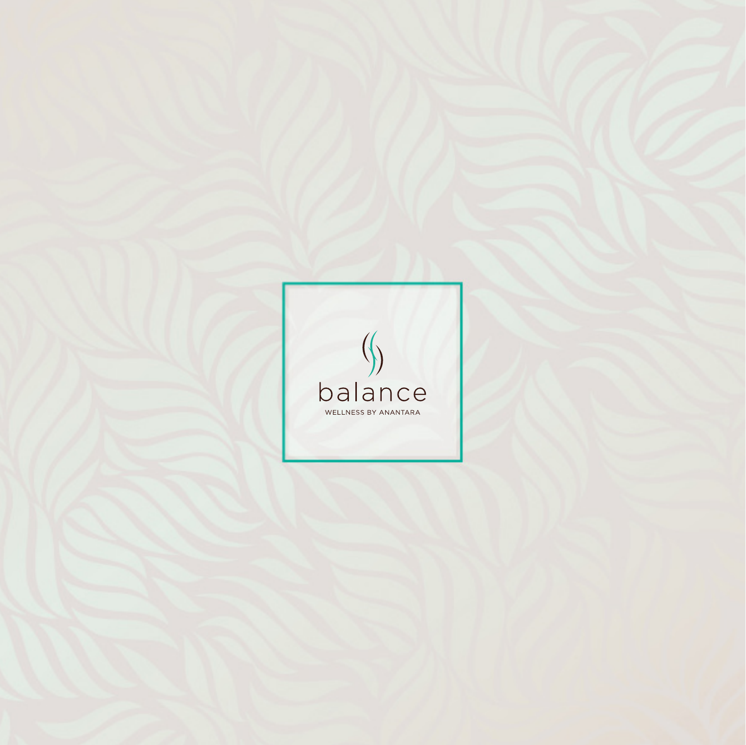# balance

WELLNESS BY ANANTARA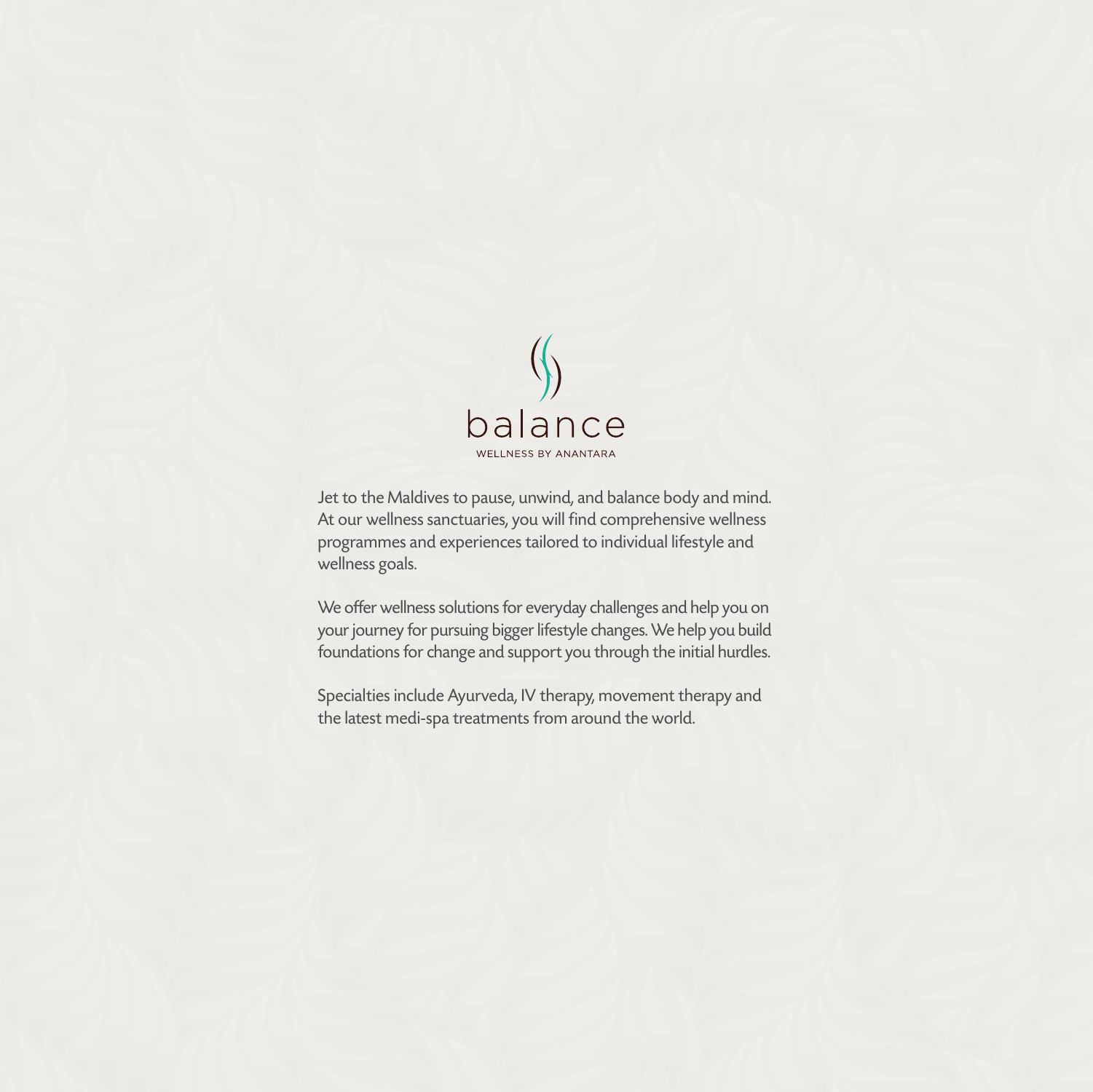balance

WELLNESS BY ANANTARA

Jet to the Maldives to pause, unwind, and balance body and mind. At our wellness sanctuaries, you will find comprehensive wellness programmes and experiences tailored to individual lifestyle and wellness goals.

We offer wellness solutions for everyday challenges and help you on your journey for pursuing bigger lifestyle changes. We help you build foundations for change and support you through the initial hurdles.

Specialties include Ayurveda, IV therapy, movement therapy and the latest medi-spa treatments from around the world.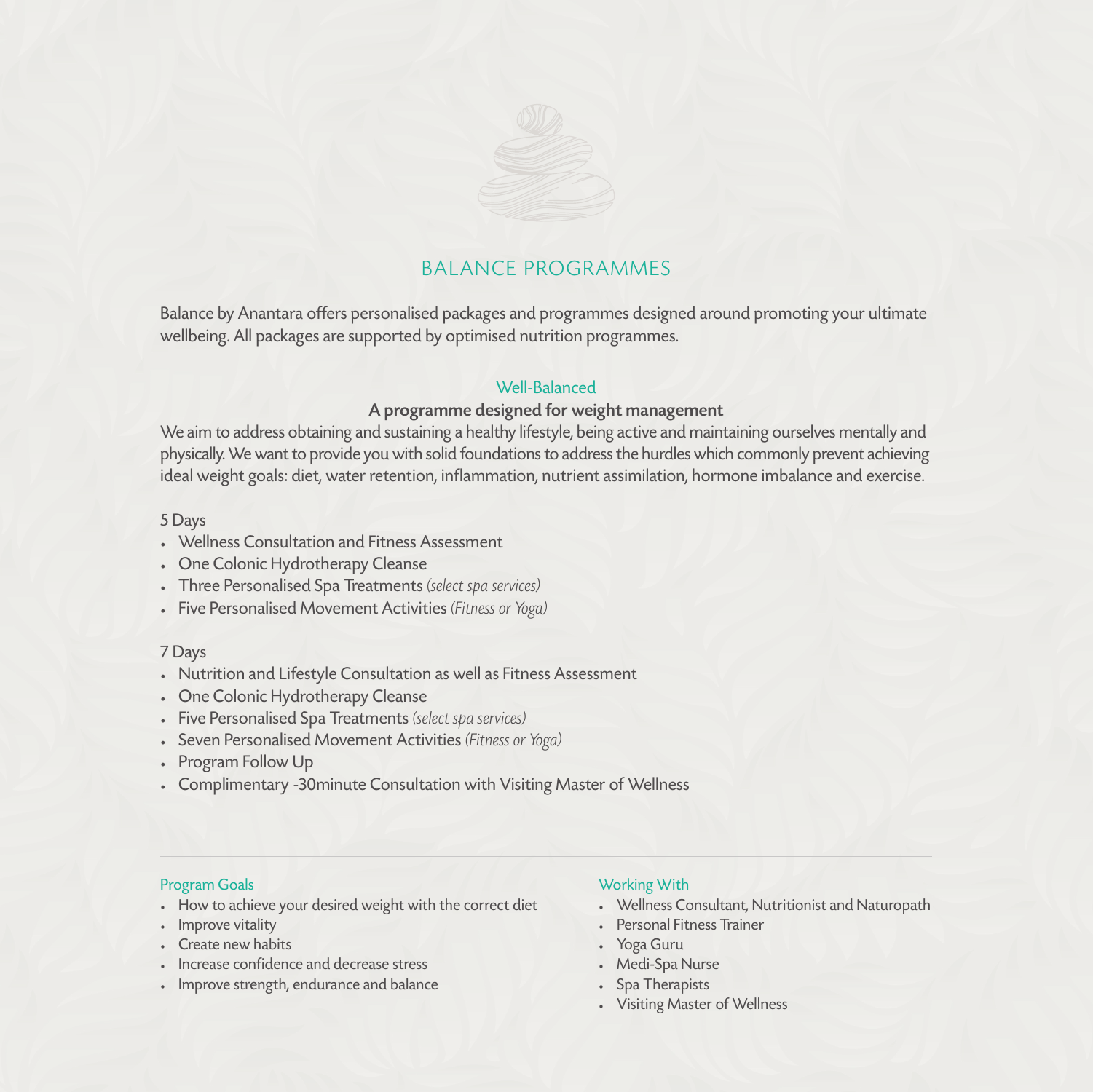# BALANCE PROGRAMMES

Balance by Anantara offers personalised packages and programmes designed around promoting your ultimate wellbeing. All packages are supported by optimised nutrition programmes.

## Well-Balanced

**A programme designed for weight management**

We aim to address obtaining and sustaining a healthy lifestyle, being active and maintaining ourselves mentally and physically. We want to provide you with solid foundations to address the hurdles which commonly prevent achieving ideal weight goals: diet, water retention, inflammation, nutrient assimilation, hormone imbalance and exercise.

5 Days

- Wellness Consultation and Fitness Assessment
- One Colonic Hydrotherapy Cleanse
- Three Personalised Spa Treatments *(select spa services)*
- Five Personalised Movement Activities *(Fitness or Yoga)*

7 Days

- Nutrition and Lifestyle Consultation as well as Fitness Assessment
- One Colonic Hydrotherapy Cleanse
- Five Personalised Spa Treatments *(select spa services)*
- Seven Personalised Movement Activities *(Fitness or Yoga)*
- Program Follow Up
- Complimentary -30minute Consultation with Visiting Master of Wellness

---

### Program Goals

- How to achieve your desired weight with the correct diet
- Improve vitality
- Create new habits
- Increase confidence and decrease stress
- Improve strength, endurance and balance

### Working With

- Wellness Consultant, Nutritionist and Naturopath
- Personal Fitness Trainer
- Yoga Guru
- Medi-Spa Nurse
- Spa Therapists
- Visiting Master of Wellness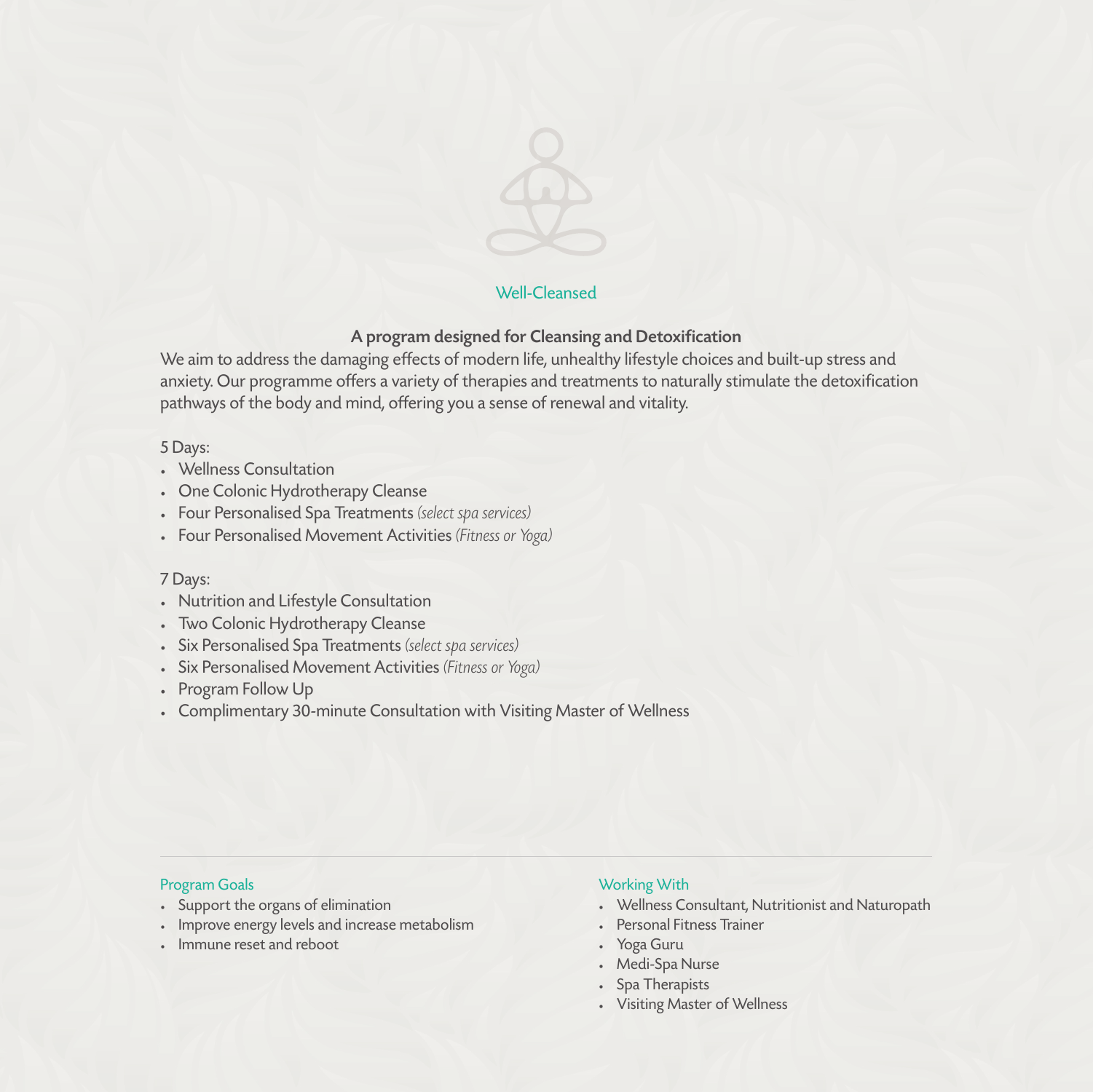## Well-Cleansed

### A program designed for Cleansing and Detoxification

We aim to address the damaging effects of modern life, unhealthy lifestyle choices and built-up stress and anxiety. Our programme offers a variety of therapies and treatments to naturally stimulate the detoxification pathways of the body and mind, offering you a sense of renewal and vitality.

5 Days:

- Wellness Consultation
- One Colonic Hydrotherapy Cleanse
- Four Personalised Spa Treatments *(select spa services)*
- Four Personalised Movement Activities *(Fitness or Yoga)*

7 Days:

- Nutrition and Lifestyle Consultation
- Two Colonic Hydrotherapy Cleanse
- Six Personalised Spa Treatments *(select spa services)*
- Six Personalised Movement Activities *(Fitness or Yoga)*
- Program Follow Up
- Complimentary 30-minute Consultation with Visiting Master of Wellness

---

#### Program Goals

- Support the organs of elimination
- Improve energy levels and increase metabolism
- Immune reset and reboot

#### Working With

- Wellness Consultant, Nutritionist and Naturopath
- Personal Fitness Trainer
- Yoga Guru
- Medi-Spa Nurse
- Spa Therapists
- Visiting Master of Wellness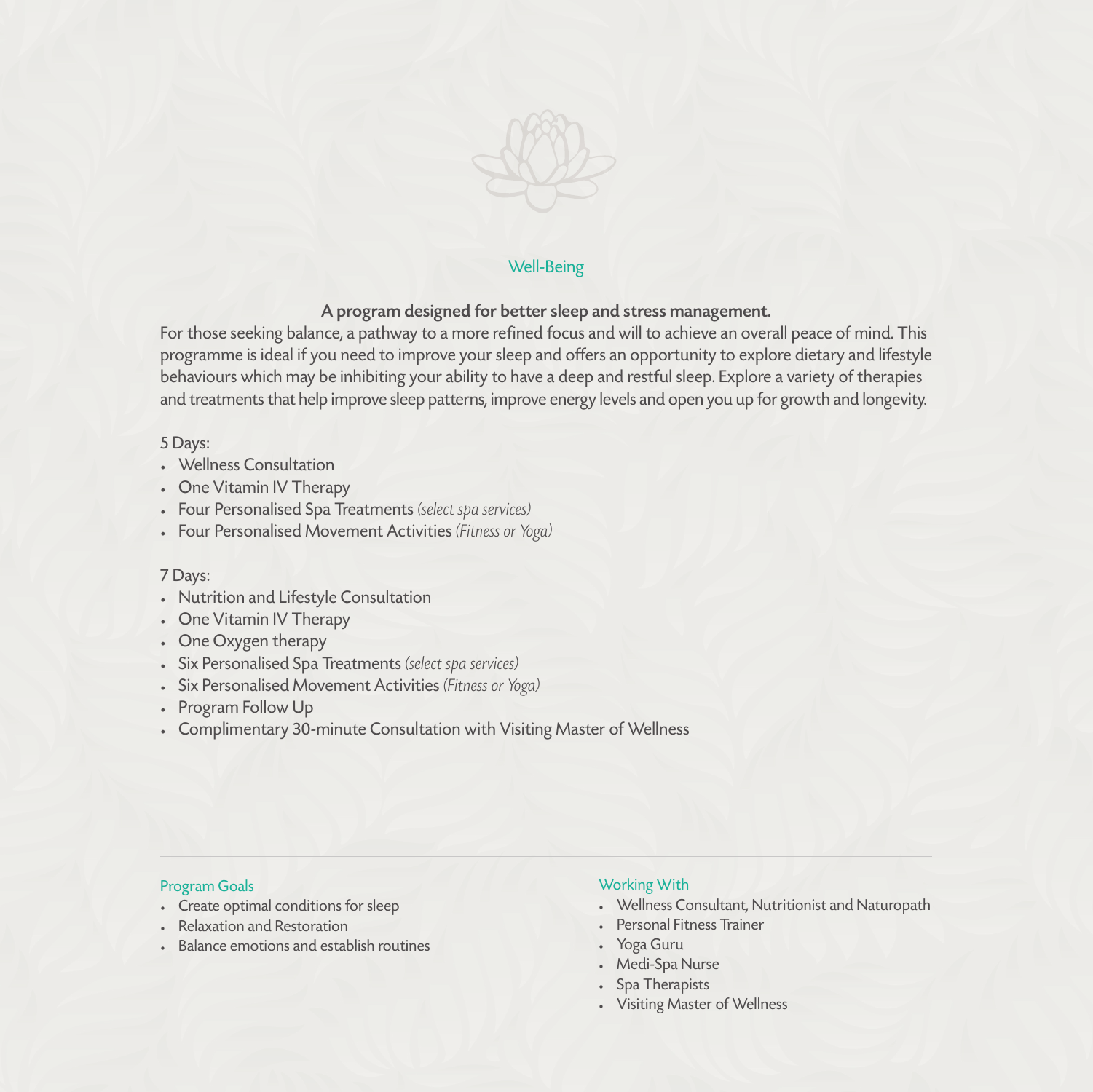## Well-Being

**A program designed for better sleep and stress management.**

For those seeking balance, a pathway to a more refined focus and will to achieve an overall peace of mind. This programme is ideal if you need to improve your sleep and offers an opportunity to explore dietary and lifestyle behaviours which may be inhibiting your ability to have a deep and restful sleep. Explore a variety of therapies and treatments that help improve sleep patterns, improve energy levels and open you up for growth and longevity.

5 Days:

- Wellness Consultation
- One Vitamin IV Therapy
- Four Personalised Spa Treatments *(select spa services)*
- Four Personalised Movement Activities *(Fitness or Yoga)*

7 Days:

- Nutrition and Lifestyle Consultation
- One Vitamin IV Therapy
- One Oxygen therapy
- Six Personalised Spa Treatments *(select spa services)*
- Six Personalised Movement Activities *(Fitness or Yoga)*
- Program Follow Up
- Complimentary 30-minute Consultation with Visiting Master of Wellness

---

### Program Goals

- Create optimal conditions for sleep
- Relaxation and Restoration
- Balance emotions and establish routines

### Working With

- Wellness Consultant, Nutritionist and Naturopath
- Personal Fitness Trainer
- Yoga Guru
- Medi-Spa Nurse
- Spa Therapists
- Visiting Master of Wellness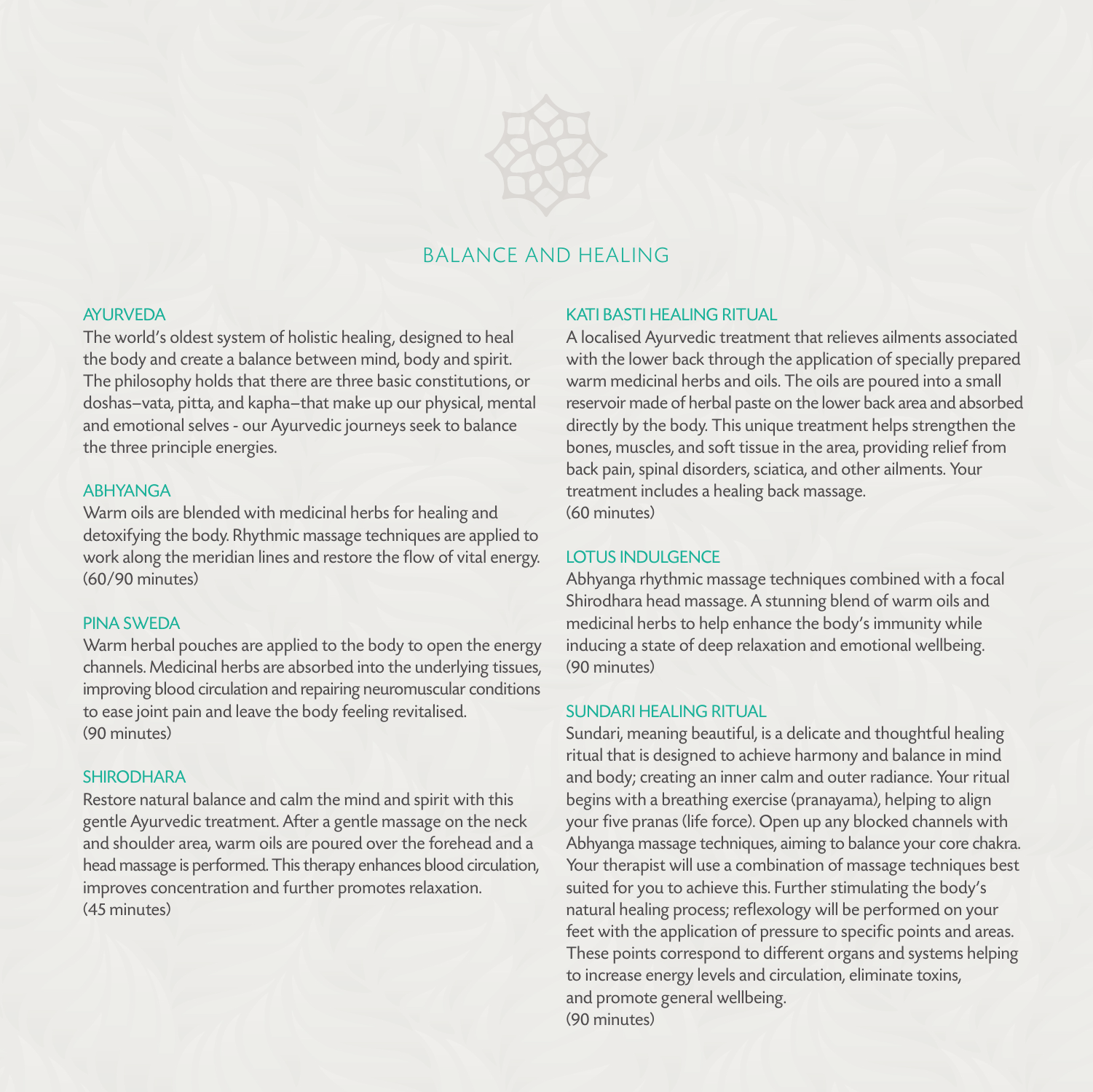# BALANCE AND HEALING

## AYURVEDA

The world's oldest system of holistic healing, designed to heal the body and create a balance between mind, body and spirit. The philosophy holds that there are three basic constitutions, or doshas–vata, pitta, and kapha–that make up our physical, mental and emotional selves - our Ayurvedic journeys seek to balance the three principle energies.

## ABHYANGA

Warm oils are blended with medicinal herbs for healing and detoxifying the body. Rhythmic massage techniques are applied to work along the meridian lines and restore the flow of vital energy.
(60/90 minutes)

## PINA SWEDA

Warm herbal pouches are applied to the body to open the energy channels. Medicinal herbs are absorbed into the underlying tissues, improving blood circulation and repairing neuromuscular conditions to ease joint pain and leave the body feeling revitalised.
(90 minutes)

## SHIRODHARA

Restore natural balance and calm the mind and spirit with this gentle Ayurvedic treatment. After a gentle massage on the neck and shoulder area, warm oils are poured over the forehead and a head massage is performed. This therapy enhances blood circulation, improves concentration and further promotes relaxation.
(45 minutes)

## KATI BASTI HEALING RITUAL

A localised Ayurvedic treatment that relieves ailments associated with the lower back through the application of specially prepared warm medicinal herbs and oils. The oils are poured into a small reservoir made of herbal paste on the lower back area and absorbed directly by the body. This unique treatment helps strengthen the bones, muscles, and soft tissue in the area, providing relief from back pain, spinal disorders, sciatica, and other ailments. Your treatment includes a healing back massage.
(60 minutes)

## LOTUS INDULGENCE

Abhyanga rhythmic massage techniques combined with a focal Shirodhara head massage. A stunning blend of warm oils and medicinal herbs to help enhance the body's immunity while inducing a state of deep relaxation and emotional wellbeing.
(90 minutes)

## SUNDARI HEALING RITUAL

Sundari, meaning beautiful, is a delicate and thoughtful healing ritual that is designed to achieve harmony and balance in mind and body; creating an inner calm and outer radiance. Your ritual begins with a breathing exercise (pranayama), helping to align your five pranas (life force). Open up any blocked channels with Abhyanga massage techniques, aiming to balance your core chakra. Your therapist will use a combination of massage techniques best suited for you to achieve this. Further stimulating the body's natural healing process; reflexology will be performed on your feet with the application of pressure to specific points and areas. These points correspond to different organs and systems helping to increase energy levels and circulation, eliminate toxins, and promote general wellbeing.
(90 minutes)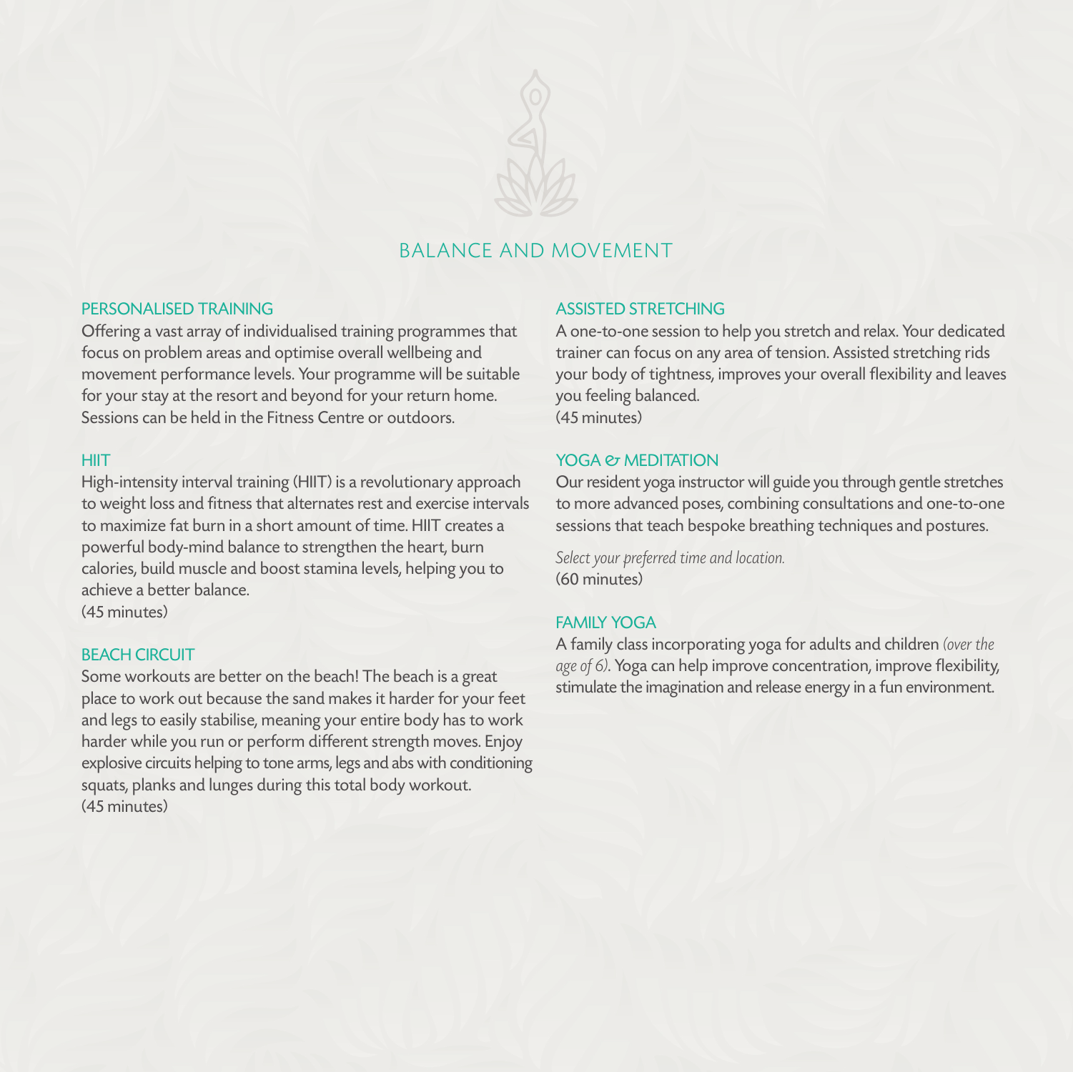# BALANCE AND MOVEMENT

## PERSONALISED TRAINING

Offering a vast array of individualised training programmes that focus on problem areas and optimise overall wellbeing and movement performance levels. Your programme will be suitable for your stay at the resort and beyond for your return home. Sessions can be held in the Fitness Centre or outdoors.

## HIIT

High-intensity interval training (HIIT) is a revolutionary approach to weight loss and fitness that alternates rest and exercise intervals to maximize fat burn in a short amount of time. HIIT creates a powerful body-mind balance to strengthen the heart, burn calories, build muscle and boost stamina levels, helping you to achieve a better balance.
(45 minutes)

## BEACH CIRCUIT

Some workouts are better on the beach! The beach is a great place to work out because the sand makes it harder for your feet and legs to easily stabilise, meaning your entire body has to work harder while you run or perform different strength moves. Enjoy explosive circuits helping to tone arms, legs and abs with conditioning squats, planks and lunges during this total body workout.
(45 minutes)

## ASSISTED STRETCHING

A one-to-one session to help you stretch and relax. Your dedicated trainer can focus on any area of tension. Assisted stretching rids your body of tightness, improves your overall flexibility and leaves you feeling balanced.
(45 minutes)

## YOGA & MEDITATION

Our resident yoga instructor will guide you through gentle stretches to more advanced poses, combining consultations and one-to-one sessions that teach bespoke breathing techniques and postures.

*Select your preferred time and location.*
(60 minutes)

## FAMILY YOGA

A family class incorporating yoga for adults and children *(over the age of 6)*. Yoga can help improve concentration, improve flexibility, stimulate the imagination and release energy in a fun environment.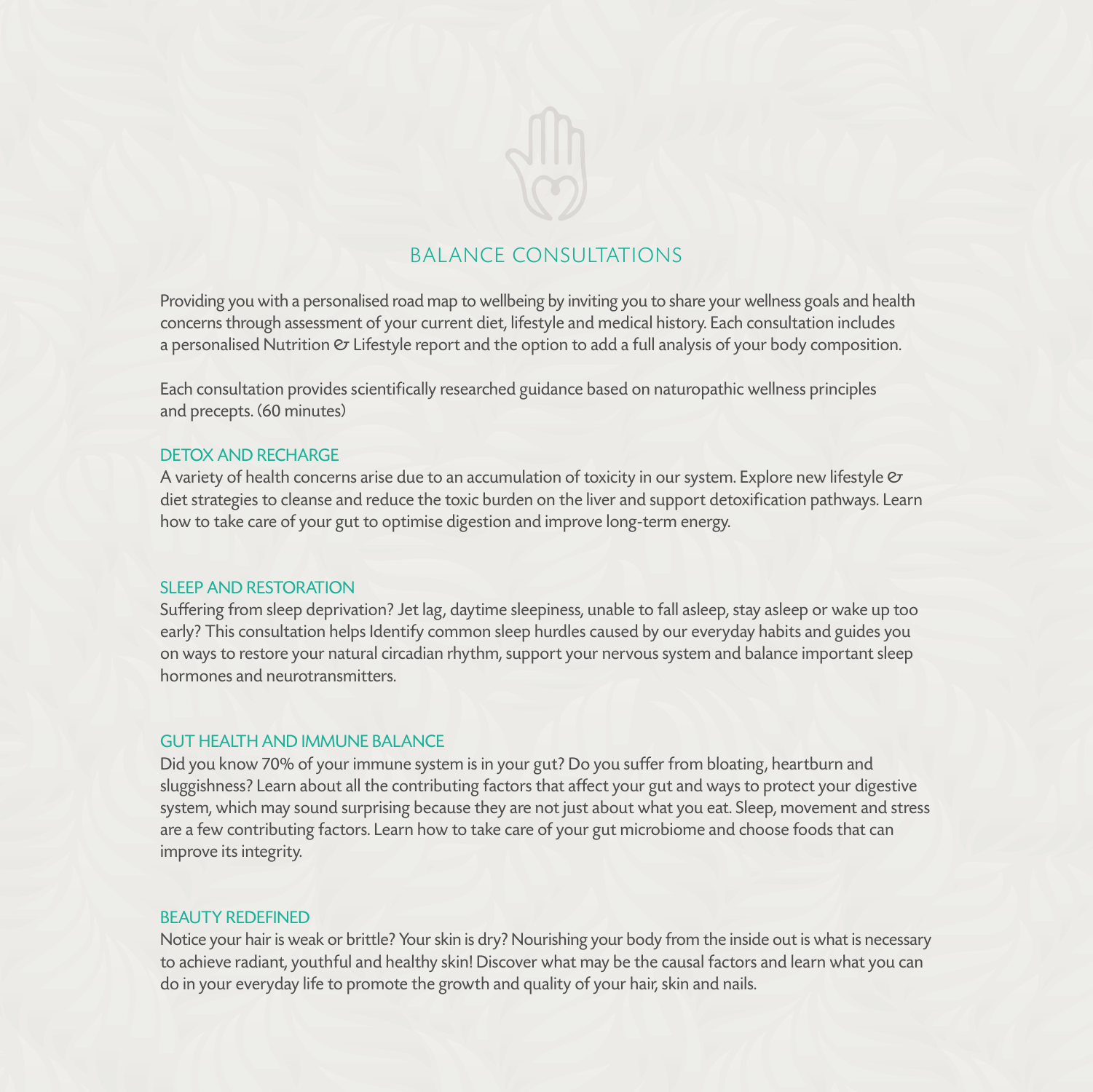# BALANCE CONSULTATIONS

Providing you with a personalised road map to wellbeing by inviting you to share your wellness goals and health concerns through assessment of your current diet, lifestyle and medical history. Each consultation includes a personalised Nutrition & Lifestyle report and the option to add a full analysis of your body composition.

Each consultation provides scientifically researched guidance based on naturopathic wellness principles and precepts. (60 minutes)

## DETOX AND RECHARGE

A variety of health concerns arise due to an accumulation of toxicity in our system. Explore new lifestyle & diet strategies to cleanse and reduce the toxic burden on the liver and support detoxification pathways. Learn how to take care of your gut to optimise digestion and improve long-term energy.

## SLEEP AND RESTORATION

Suffering from sleep deprivation? Jet lag, daytime sleepiness, unable to fall asleep, stay asleep or wake up too early? This consultation helps Identify common sleep hurdles caused by our everyday habits and guides you on ways to restore your natural circadian rhythm, support your nervous system and balance important sleep hormones and neurotransmitters.

## GUT HEALTH AND IMMUNE BALANCE

Did you know 70% of your immune system is in your gut? Do you suffer from bloating, heartburn and sluggishness? Learn about all the contributing factors that affect your gut and ways to protect your digestive system, which may sound surprising because they are not just about what you eat. Sleep, movement and stress are a few contributing factors. Learn how to take care of your gut microbiome and choose foods that can improve its integrity.

## BEAUTY REDEFINED

Notice your hair is weak or brittle? Your skin is dry? Nourishing your body from the inside out is what is necessary to achieve radiant, youthful and healthy skin! Discover what may be the causal factors and learn what you can do in your everyday life to promote the growth and quality of your hair, skin and nails.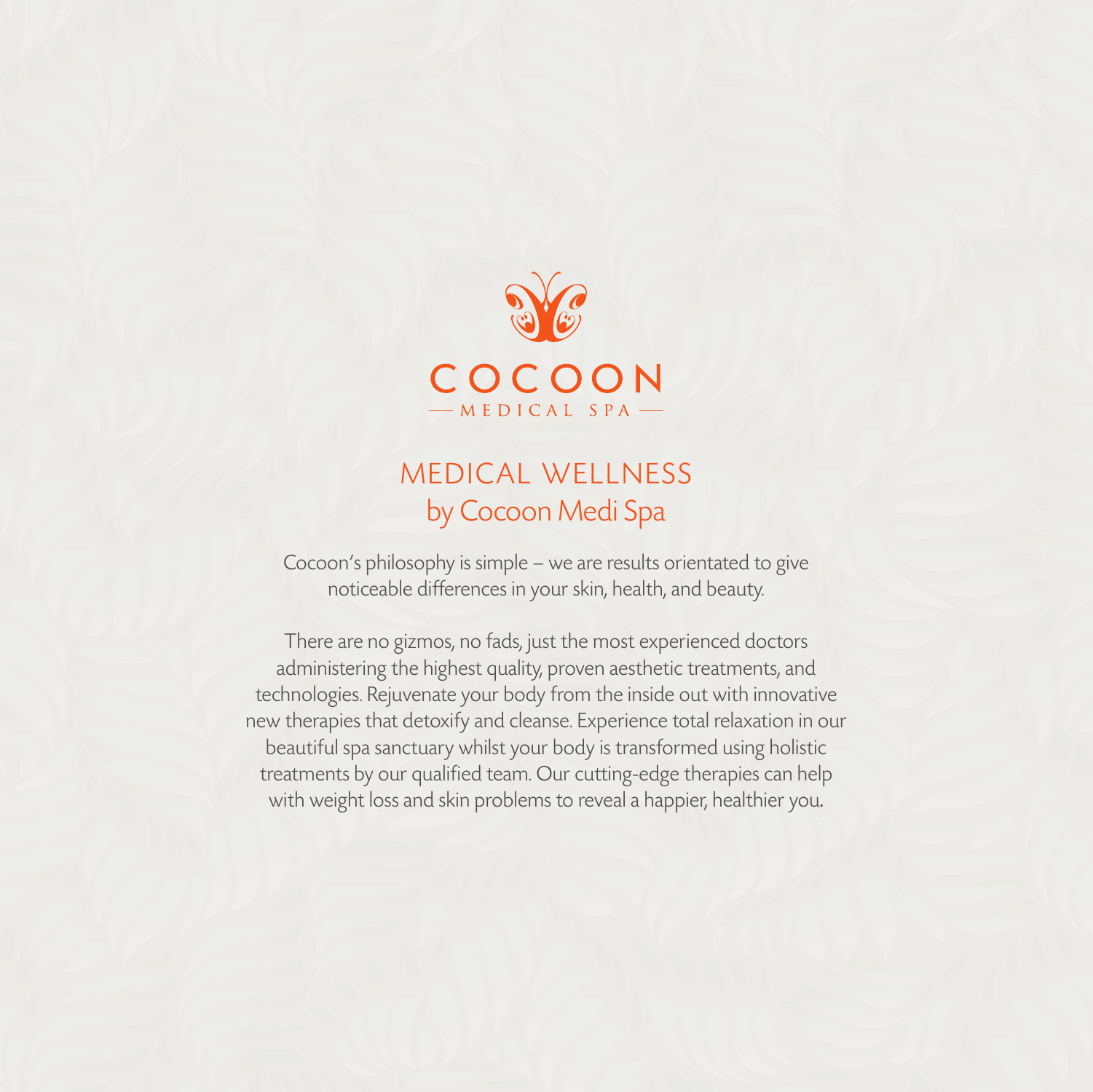COCOON

— MEDICAL SPA —

# MEDICAL WELLNESS
## by Cocoon Medi Spa

Cocoon's philosophy is simple – we are results orientated to give noticeable differences in your skin, health, and beauty.

There are no gizmos, no fads, just the most experienced doctors administering the highest quality, proven aesthetic treatments, and technologies. Rejuvenate your body from the inside out with innovative new therapies that detoxify and cleanse. Experience total relaxation in our beautiful spa sanctuary whilst your body is transformed using holistic treatments by our qualified team. Our cutting-edge therapies can help with weight loss and skin problems to reveal a happier, healthier you.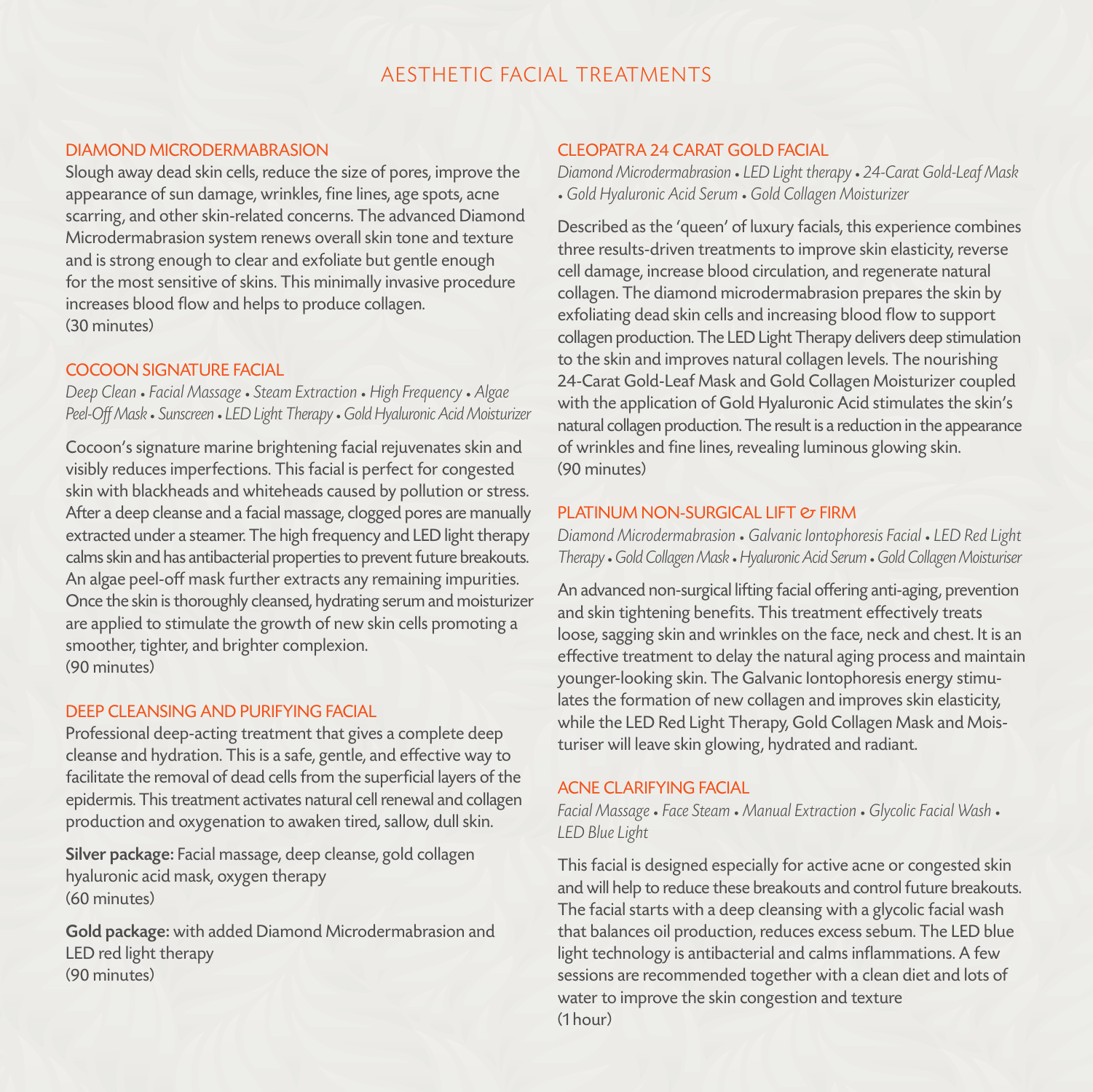# AESTHETIC FACIAL TREATMENTS

## DIAMOND MICRODERMABRASION

Slough away dead skin cells, reduce the size of pores, improve the appearance of sun damage, wrinkles, fine lines, age spots, acne scarring, and other skin-related concerns. The advanced Diamond Microdermabrasion system renews overall skin tone and texture and is strong enough to clear and exfoliate but gentle enough for the most sensitive of skins. This minimally invasive procedure increases blood flow and helps to produce collagen.
(30 minutes)

## COCOON SIGNATURE FACIAL

*Deep Clean • Facial Massage • Steam Extraction • High Frequency • Algae Peel-Off Mask • Sunscreen • LED Light Therapy • Gold Hyaluronic Acid Moisturizer*

Cocoon's signature marine brightening facial rejuvenates skin and visibly reduces imperfections. This facial is perfect for congested skin with blackheads and whiteheads caused by pollution or stress. After a deep cleanse and a facial massage, clogged pores are manually extracted under a steamer. The high frequency and LED light therapy calms skin and has antibacterial properties to prevent future breakouts. An algae peel-off mask further extracts any remaining impurities. Once the skin is thoroughly cleansed, hydrating serum and moisturizer are applied to stimulate the growth of new skin cells promoting a smoother, tighter, and brighter complexion.
(90 minutes)

## DEEP CLEANSING AND PURIFYING FACIAL

Professional deep-acting treatment that gives a complete deep cleanse and hydration. This is a safe, gentle, and effective way to facilitate the removal of dead cells from the superficial layers of the epidermis. This treatment activates natural cell renewal and collagen production and oxygenation to awaken tired, sallow, dull skin.

**Silver package:** Facial massage, deep cleanse, gold collagen hyaluronic acid mask, oxygen therapy
(60 minutes)

**Gold package:** with added Diamond Microdermabrasion and LED red light therapy
(90 minutes)

## CLEOPATRA 24 CARAT GOLD FACIAL

*Diamond Microdermabrasion • LED Light therapy • 24-Carat Gold-Leaf Mask • Gold Hyaluronic Acid Serum • Gold Collagen Moisturizer*

Described as the 'queen' of luxury facials, this experience combines three results-driven treatments to improve skin elasticity, reverse cell damage, increase blood circulation, and regenerate natural collagen. The diamond microdermabrasion prepares the skin by exfoliating dead skin cells and increasing blood flow to support collagen production. The LED Light Therapy delivers deep stimulation to the skin and improves natural collagen levels. The nourishing 24-Carat Gold-Leaf Mask and Gold Collagen Moisturizer coupled with the application of Gold Hyaluronic Acid stimulates the skin's natural collagen production. The result is a reduction in the appearance of wrinkles and fine lines, revealing luminous glowing skin.
(90 minutes)

## PLATINUM NON-SURGICAL LIFT & FIRM

*Diamond Microdermabrasion • Galvanic Iontophoresis Facial • LED Red Light Therapy • Gold Collagen Mask • Hyaluronic Acid Serum • Gold Collagen Moisturiser*

An advanced non-surgical lifting facial offering anti-aging, prevention and skin tightening benefits. This treatment effectively treats loose, sagging skin and wrinkles on the face, neck and chest. It is an effective treatment to delay the natural aging process and maintain younger-looking skin. The Galvanic Iontophoresis energy stimulates the formation of new collagen and improves skin elasticity, while the LED Red Light Therapy, Gold Collagen Mask and Moisturiser will leave skin glowing, hydrated and radiant.

## ACNE CLARIFYING FACIAL

*Facial Massage • Face Steam • Manual Extraction • Glycolic Facial Wash • LED Blue Light*

This facial is designed especially for active acne or congested skin and will help to reduce these breakouts and control future breakouts. The facial starts with a deep cleansing with a glycolic facial wash that balances oil production, reduces excess sebum. The LED blue light technology is antibacterial and calms inflammations. A few sessions are recommended together with a clean diet and lots of water to improve the skin congestion and texture
(1 hour)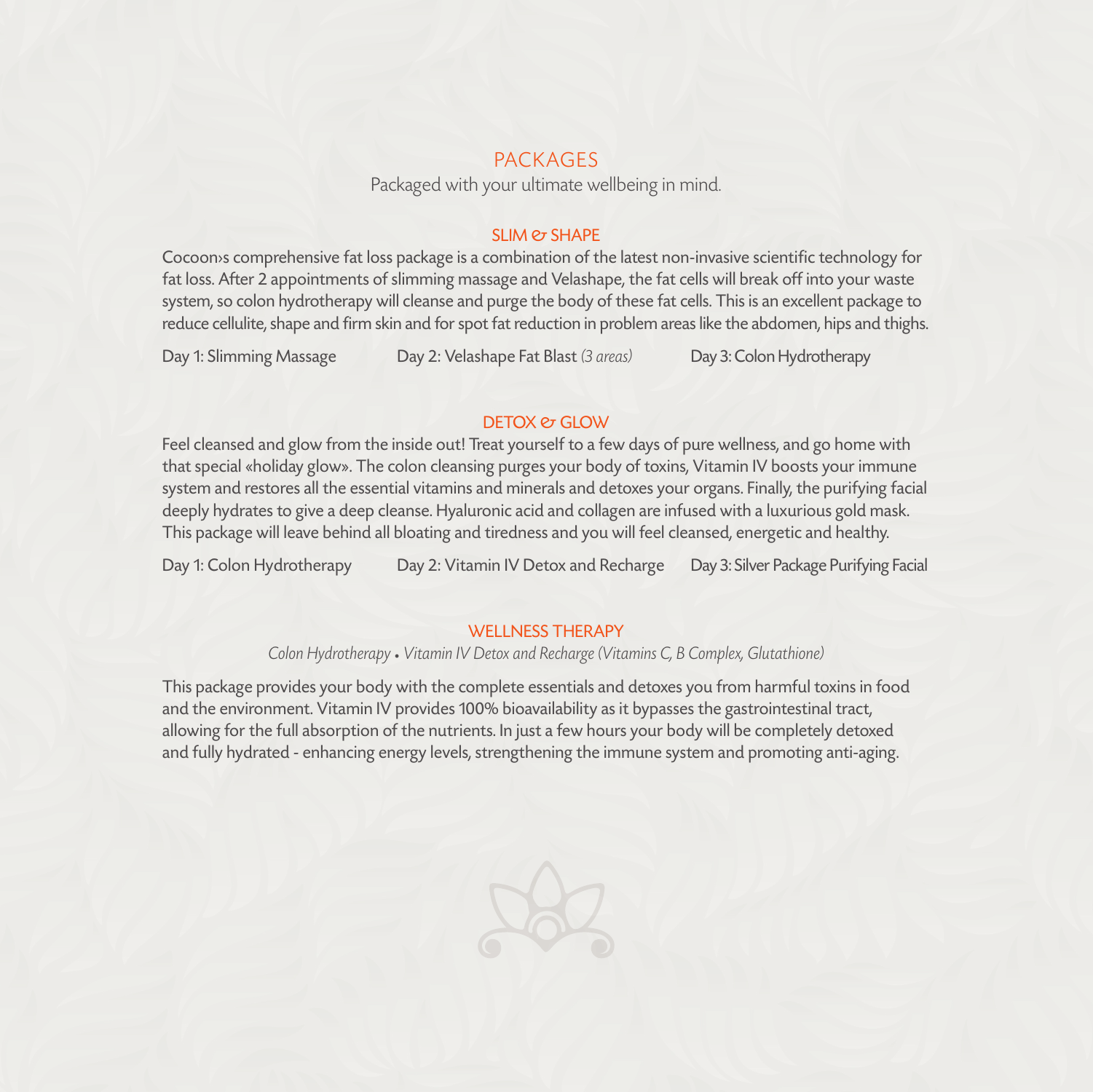# PACKAGES

Packaged with your ultimate wellbeing in mind.

## SLIM & SHAPE

Cocoon›s comprehensive fat loss package is a combination of the latest non-invasive scientific technology for fat loss. After 2 appointments of slimming massage and Velashape, the fat cells will break off into your waste system, so colon hydrotherapy will cleanse and purge the body of these fat cells. This is an excellent package to reduce cellulite, shape and firm skin and for spot fat reduction in problem areas like the abdomen, hips and thighs.

Day 1: Slimming Massage

Day 2: Velashape Fat Blast *(3 areas)*

Day 3: Colon Hydrotherapy

## DETOX & GLOW

Feel cleansed and glow from the inside out! Treat yourself to a few days of pure wellness, and go home with that special «holiday glow». The colon cleansing purges your body of toxins, Vitamin IV boosts your immune system and restores all the essential vitamins and minerals and detoxes your organs. Finally, the purifying facial deeply hydrates to give a deep cleanse. Hyaluronic acid and collagen are infused with a luxurious gold mask. This package will leave behind all bloating and tiredness and you will feel cleansed, energetic and healthy.

Day 1: Colon Hydrotherapy

Day 2: Vitamin IV Detox and Recharge

Day 3: Silver Package Purifying Facial

## WELLNESS THERAPY

*Colon Hydrotherapy • Vitamin IV Detox and Recharge (Vitamins C, B Complex, Glutathione)*

This package provides your body with the complete essentials and detoxes you from harmful toxins in food and the environment. Vitamin IV provides 100% bioavailability as it bypasses the gastrointestinal tract, allowing for the full absorption of the nutrients. In just a few hours your body will be completely detoxed and fully hydrated - enhancing energy levels, strengthening the immune system and promoting anti-aging.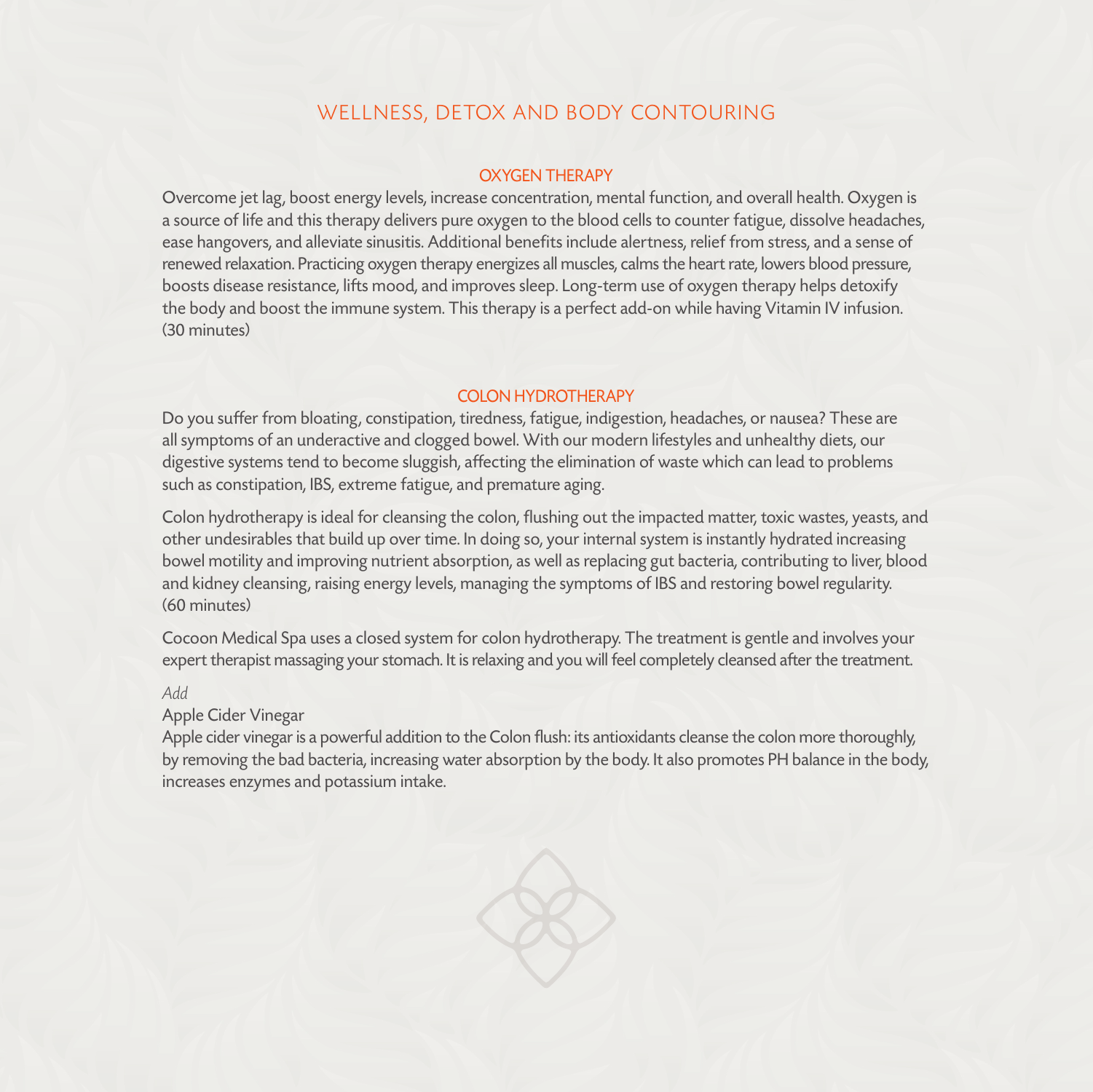# WELLNESS, DETOX AND BODY CONTOURING

## OXYGEN THERAPY

Overcome jet lag, boost energy levels, increase concentration, mental function, and overall health. Oxygen is a source of life and this therapy delivers pure oxygen to the blood cells to counter fatigue, dissolve headaches, ease hangovers, and alleviate sinusitis. Additional benefits include alertness, relief from stress, and a sense of renewed relaxation. Practicing oxygen therapy energizes all muscles, calms the heart rate, lowers blood pressure, boosts disease resistance, lifts mood, and improves sleep. Long-term use of oxygen therapy helps detoxify the body and boost the immune system. This therapy is a perfect add-on while having Vitamin IV infusion. (30 minutes)

## COLON HYDROTHERAPY

Do you suffer from bloating, constipation, tiredness, fatigue, indigestion, headaches, or nausea? These are all symptoms of an underactive and clogged bowel. With our modern lifestyles and unhealthy diets, our digestive systems tend to become sluggish, affecting the elimination of waste which can lead to problems such as constipation, IBS, extreme fatigue, and premature aging.

Colon hydrotherapy is ideal for cleansing the colon, flushing out the impacted matter, toxic wastes, yeasts, and other undesirables that build up over time. In doing so, your internal system is instantly hydrated increasing bowel motility and improving nutrient absorption, as well as replacing gut bacteria, contributing to liver, blood and kidney cleansing, raising energy levels, managing the symptoms of IBS and restoring bowel regularity. (60 minutes)

Cocoon Medical Spa uses a closed system for colon hydrotherapy. The treatment is gentle and involves your expert therapist massaging your stomach. It is relaxing and you will feel completely cleansed after the treatment.

*Add*

Apple Cider Vinegar

Apple cider vinegar is a powerful addition to the Colon flush: its antioxidants cleanse the colon more thoroughly, by removing the bad bacteria, increasing water absorption by the body. It also promotes PH balance in the body, increases enzymes and potassium intake.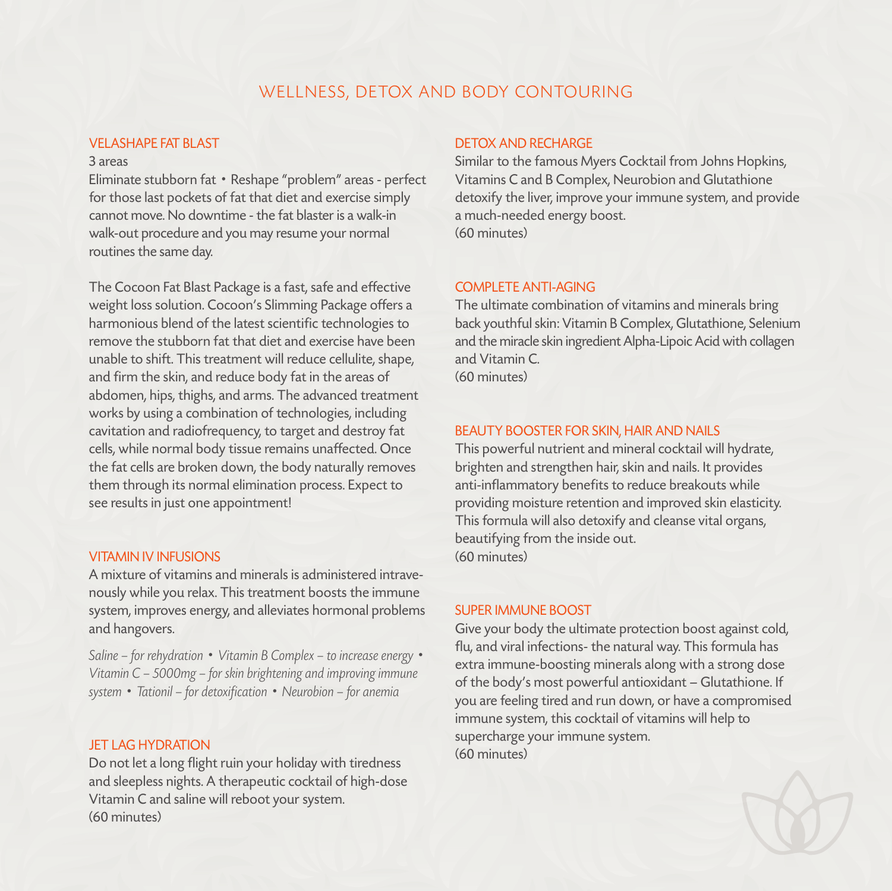# WELLNESS, DETOX AND BODY CONTOURING

## VELASHAPE FAT BLAST

3 areas

Eliminate stubborn fat • Reshape "problem" areas - perfect for those last pockets of fat that diet and exercise simply cannot move. No downtime - the fat blaster is a walk-in walk-out procedure and you may resume your normal routines the same day.

The Cocoon Fat Blast Package is a fast, safe and effective weight loss solution. Cocoon's Slimming Package offers a harmonious blend of the latest scientific technologies to remove the stubborn fat that diet and exercise have been unable to shift. This treatment will reduce cellulite, shape, and firm the skin, and reduce body fat in the areas of abdomen, hips, thighs, and arms. The advanced treatment works by using a combination of technologies, including cavitation and radiofrequency, to target and destroy fat cells, while normal body tissue remains unaffected. Once the fat cells are broken down, the body naturally removes them through its normal elimination process. Expect to see results in just one appointment!

## VITAMIN IV INFUSIONS

A mixture of vitamins and minerals is administered intravenously while you relax. This treatment boosts the immune system, improves energy, and alleviates hormonal problems and hangovers.

*Saline – for rehydration • Vitamin B Complex – to increase energy • Vitamin C – 5000mg – for skin brightening and improving immune system • Tationil – for detoxification • Neurobion – for anemia*

## JET LAG HYDRATION

Do not let a long flight ruin your holiday with tiredness and sleepless nights. A therapeutic cocktail of high-dose Vitamin C and saline will reboot your system.
(60 minutes)

## DETOX AND RECHARGE

Similar to the famous Myers Cocktail from Johns Hopkins, Vitamins C and B Complex, Neurobion and Glutathione detoxify the liver, improve your immune system, and provide a much-needed energy boost.
(60 minutes)

## COMPLETE ANTI-AGING

The ultimate combination of vitamins and minerals bring back youthful skin: Vitamin B Complex, Glutathione, Selenium and the miracle skin ingredient Alpha-Lipoic Acid with collagen and Vitamin C.
(60 minutes)

## BEAUTY BOOSTER FOR SKIN, HAIR AND NAILS

This powerful nutrient and mineral cocktail will hydrate, brighten and strengthen hair, skin and nails. It provides anti-inflammatory benefits to reduce breakouts while providing moisture retention and improved skin elasticity. This formula will also detoxify and cleanse vital organs, beautifying from the inside out.
(60 minutes)

## SUPER IMMUNE BOOST

Give your body the ultimate protection boost against cold, flu, and viral infections- the natural way. This formula has extra immune-boosting minerals along with a strong dose of the body's most powerful antioxidant – Glutathione. If you are feeling tired and run down, or have a compromised immune system, this cocktail of vitamins will help to supercharge your immune system.
(60 minutes)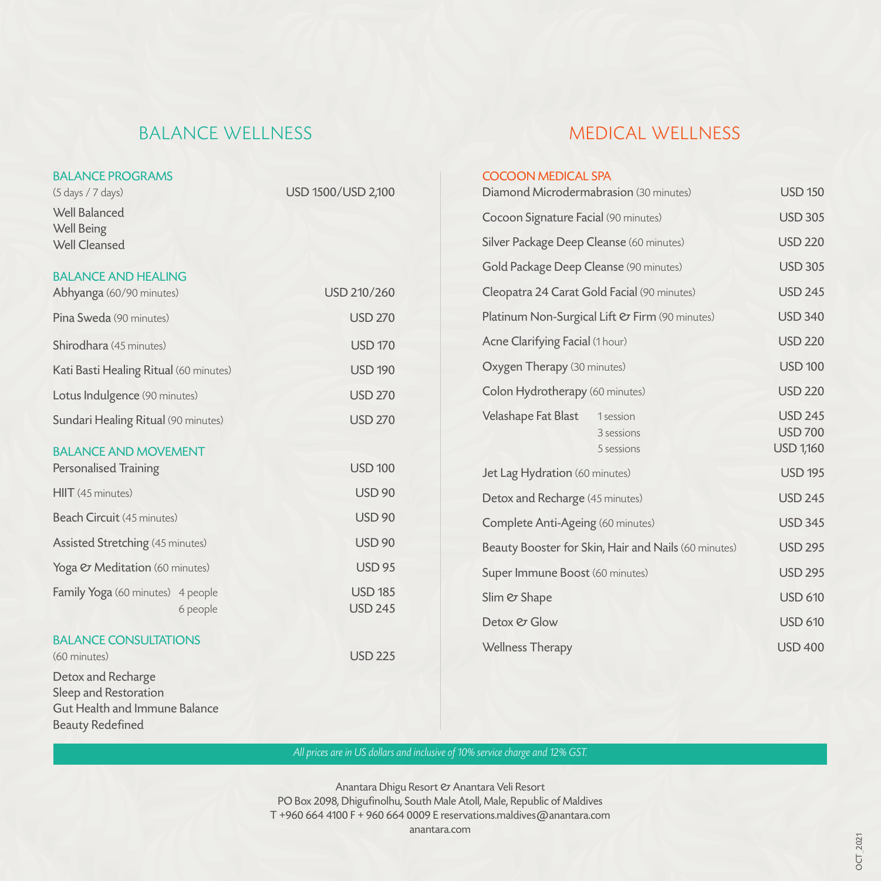# BALANCE WELLNESS

## BALANCE PROGRAMS

| | |
|---|---|
| (5 days / 7 days) | USD 1500/USD 2,100 |

Well Balanced
Well Being
Well Cleansed

## BALANCE AND HEALING

| | |
|---|---|
| Abhyanga (60/90 minutes) | USD 210/260 |
| Pina Sweda (90 minutes) | USD 270 |
| Shirodhara (45 minutes) | USD 170 |
| Kati Basti Healing Ritual (60 minutes) | USD 190 |
| Lotus Indulgence (90 minutes) | USD 270 |
| Sundari Healing Ritual (90 minutes) | USD 270 |

## BALANCE AND MOVEMENT

| | |
|---|---|
| Personalised Training | USD 100 |
| HIIT (45 minutes) | USD 90 |
| Beach Circuit (45 minutes) | USD 90 |
| Assisted Stretching (45 minutes) | USD 90 |
| Yoga & Meditation (60 minutes) | USD 95 |
| Family Yoga (60 minutes) 4 people | USD 185 |
| 6 people | USD 245 |

## BALANCE CONSULTATIONS

| | |
|---|---|
| (60 minutes) | USD 225 |

Detox and Recharge
Sleep and Restoration
Gut Health and Immune Balance
Beauty Redefined

# MEDICAL WELLNESS

## COCOON MEDICAL SPA

| | |
|---|---|
| Diamond Microdermabrasion (30 minutes) | USD 150 |
| Cocoon Signature Facial (90 minutes) | USD 305 |
| Silver Package Deep Cleanse (60 minutes) | USD 220 |
| Gold Package Deep Cleanse (90 minutes) | USD 305 |
| Cleopatra 24 Carat Gold Facial (90 minutes) | USD 245 |
| Platinum Non-Surgical Lift & Firm (90 minutes) | USD 340 |
| Acne Clarifying Facial (1 hour) | USD 220 |
| Oxygen Therapy (30 minutes) | USD 100 |
| Colon Hydrotherapy (60 minutes) | USD 220 |
| Velashape Fat Blast 1 session | USD 245 |
| 3 sessions | USD 700 |
| 5 sessions | USD 1,160 |
| Jet Lag Hydration (60 minutes) | USD 195 |
| Detox and Recharge (45 minutes) | USD 245 |
| Complete Anti-Ageing (60 minutes) | USD 345 |
| Beauty Booster for Skin, Hair and Nails (60 minutes) | USD 295 |
| Super Immune Boost (60 minutes) | USD 295 |
| Slim & Shape | USD 610 |
| Detox & Glow | USD 610 |
| Wellness Therapy | USD 400 |

*All prices are in US dollars and inclusive of 10% service charge and 12% GST.*

Anantara Dhigu Resort & Anantara Veli Resort
PO Box 2098, Dhigufinolhu, South Male Atoll, Male, Republic of Maldives
T +960 664 4100 F + 960 664 0009 E reservations.maldives@anantara.com
anantara.com

OCT_2021